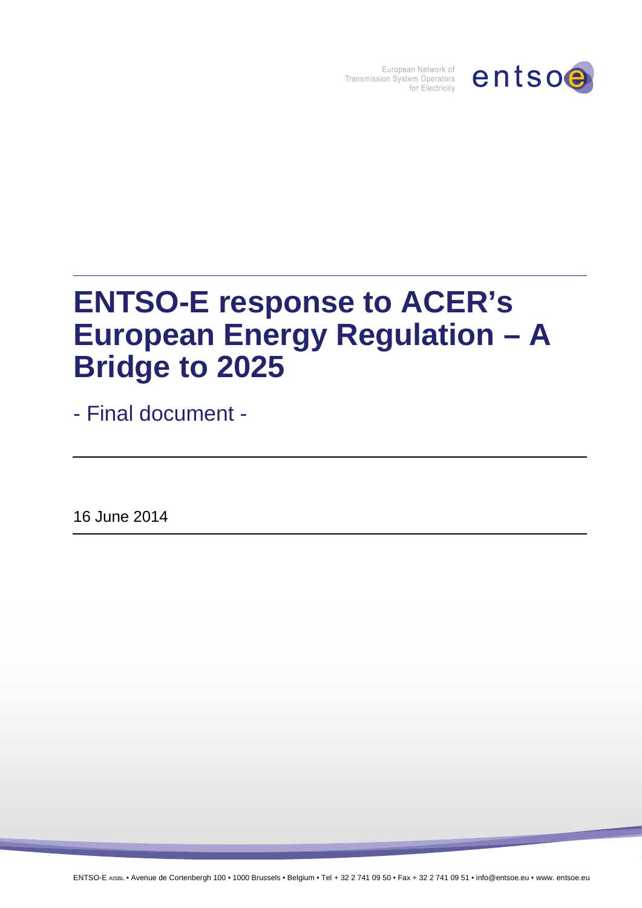European Network of Transmission System Operators for Electricity

entsoe

# ENTSO-E response to ACER's European Energy Regulation – A Bridge to 2025

- Final document -

16 June 2014

ENTSO-E AISBL • Avenue de Cortenbergh 100 • 1000 Brussels • Belgium • Tel + 32 2 741 09 50 • Fax + 32 2 741 09 51 • info@entsoe.eu • www. entsoe.eu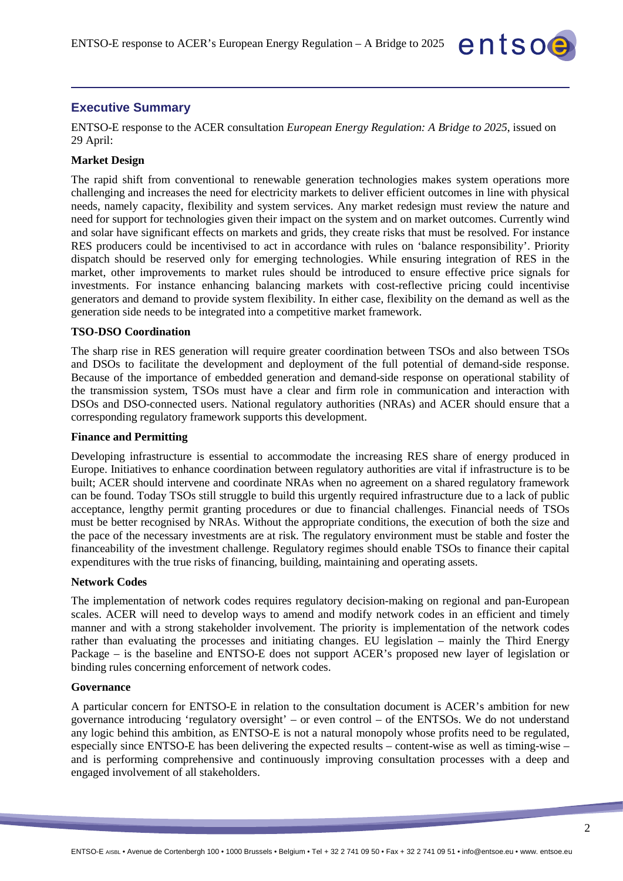## Executive Summary

ENTSO-E response to the ACER consultation *European Energy Regulation: A Bridge to 2025*, issued on 29 April:

**Market Design**

The rapid shift from conventional to renewable generation technologies makes system operations more challenging and increases the need for electricity markets to deliver efficient outcomes in line with physical needs, namely capacity, flexibility and system services. Any market redesign must review the nature and need for support for technologies given their impact on the system and on market outcomes. Currently wind and solar have significant effects on markets and grids, they create risks that must be resolved. For instance RES producers could be incentivised to act in accordance with rules on 'balance responsibility'. Priority dispatch should be reserved only for emerging technologies. While ensuring integration of RES in the market, other improvements to market rules should be introduced to ensure effective price signals for investments. For instance enhancing balancing markets with cost-reflective pricing could incentivise generators and demand to provide system flexibility. In either case, flexibility on the demand as well as the generation side needs to be integrated into a competitive market framework.

**TSO-DSO Coordination**

The sharp rise in RES generation will require greater coordination between TSOs and also between TSOs and DSOs to facilitate the development and deployment of the full potential of demand-side response. Because of the importance of embedded generation and demand-side response on operational stability of the transmission system, TSOs must have a clear and firm role in communication and interaction with DSOs and DSO-connected users. National regulatory authorities (NRAs) and ACER should ensure that a corresponding regulatory framework supports this development.

**Finance and Permitting**

Developing infrastructure is essential to accommodate the increasing RES share of energy produced in Europe. Initiatives to enhance coordination between regulatory authorities are vital if infrastructure is to be built; ACER should intervene and coordinate NRAs when no agreement on a shared regulatory framework can be found. Today TSOs still struggle to build this urgently required infrastructure due to a lack of public acceptance, lengthy permit granting procedures or due to financial challenges. Financial needs of TSOs must be better recognised by NRAs. Without the appropriate conditions, the execution of both the size and the pace of the necessary investments are at risk. The regulatory environment must be stable and foster the financeability of the investment challenge. Regulatory regimes should enable TSOs to finance their capital expenditures with the true risks of financing, building, maintaining and operating assets.

**Network Codes**

The implementation of network codes requires regulatory decision-making on regional and pan-European scales. ACER will need to develop ways to amend and modify network codes in an efficient and timely manner and with a strong stakeholder involvement. The priority is implementation of the network codes rather than evaluating the processes and initiating changes. EU legislation – mainly the Third Energy Package – is the baseline and ENTSO-E does not support ACER's proposed new layer of legislation or binding rules concerning enforcement of network codes.

**Governance**

A particular concern for ENTSO-E in relation to the consultation document is ACER's ambition for new governance introducing 'regulatory oversight' – or even control – of the ENTSOs. We do not understand any logic behind this ambition, as ENTSO-E is not a natural monopoly whose profits need to be regulated, especially since ENTSO-E has been delivering the expected results – content-wise as well as timing-wise – and is performing comprehensive and continuously improving consultation processes with a deep and engaged involvement of all stakeholders.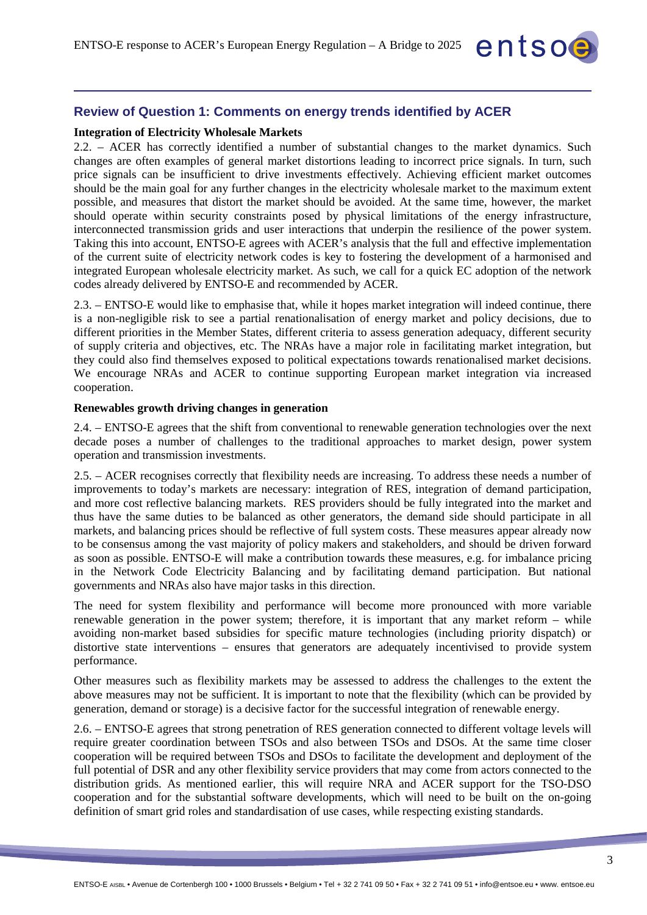## Review of Question 1: Comments on energy trends identified by ACER

**Integration of Electricity Wholesale Markets**

2.2. – ACER has correctly identified a number of substantial changes to the market dynamics. Such changes are often examples of general market distortions leading to incorrect price signals. In turn, such price signals can be insufficient to drive investments effectively. Achieving efficient market outcomes should be the main goal for any further changes in the electricity wholesale market to the maximum extent possible, and measures that distort the market should be avoided. At the same time, however, the market should operate within security constraints posed by physical limitations of the energy infrastructure, interconnected transmission grids and user interactions that underpin the resilience of the power system. Taking this into account, ENTSO-E agrees with ACER's analysis that the full and effective implementation of the current suite of electricity network codes is key to fostering the development of a harmonised and integrated European wholesale electricity market. As such, we call for a quick EC adoption of the network codes already delivered by ENTSO-E and recommended by ACER.

2.3. – ENTSO-E would like to emphasise that, while it hopes market integration will indeed continue, there is a non-negligible risk to see a partial renationalisation of energy market and policy decisions, due to different priorities in the Member States, different criteria to assess generation adequacy, different security of supply criteria and objectives, etc. The NRAs have a major role in facilitating market integration, but they could also find themselves exposed to political expectations towards renationalised market decisions. We encourage NRAs and ACER to continue supporting European market integration via increased cooperation.

**Renewables growth driving changes in generation**

2.4. – ENTSO-E agrees that the shift from conventional to renewable generation technologies over the next decade poses a number of challenges to the traditional approaches to market design, power system operation and transmission investments.

2.5. – ACER recognises correctly that flexibility needs are increasing. To address these needs a number of improvements to today's markets are necessary: integration of RES, integration of demand participation, and more cost reflective balancing markets. RES providers should be fully integrated into the market and thus have the same duties to be balanced as other generators, the demand side should participate in all markets, and balancing prices should be reflective of full system costs. These measures appear already now to be consensus among the vast majority of policy makers and stakeholders, and should be driven forward as soon as possible. ENTSO-E will make a contribution towards these measures, e.g. for imbalance pricing in the Network Code Electricity Balancing and by facilitating demand participation. But national governments and NRAs also have major tasks in this direction.

The need for system flexibility and performance will become more pronounced with more variable renewable generation in the power system; therefore, it is important that any market reform – while avoiding non-market based subsidies for specific mature technologies (including priority dispatch) or distortive state interventions – ensures that generators are adequately incentivised to provide system performance.

Other measures such as flexibility markets may be assessed to address the challenges to the extent the above measures may not be sufficient. It is important to note that the flexibility (which can be provided by generation, demand or storage) is a decisive factor for the successful integration of renewable energy.

2.6. – ENTSO-E agrees that strong penetration of RES generation connected to different voltage levels will require greater coordination between TSOs and also between TSOs and DSOs. At the same time closer cooperation will be required between TSOs and DSOs to facilitate the development and deployment of the full potential of DSR and any other flexibility service providers that may come from actors connected to the distribution grids. As mentioned earlier, this will require NRA and ACER support for the TSO-DSO cooperation and for the substantial software developments, which will need to be built on the on-going definition of smart grid roles and standardisation of use cases, while respecting existing standards.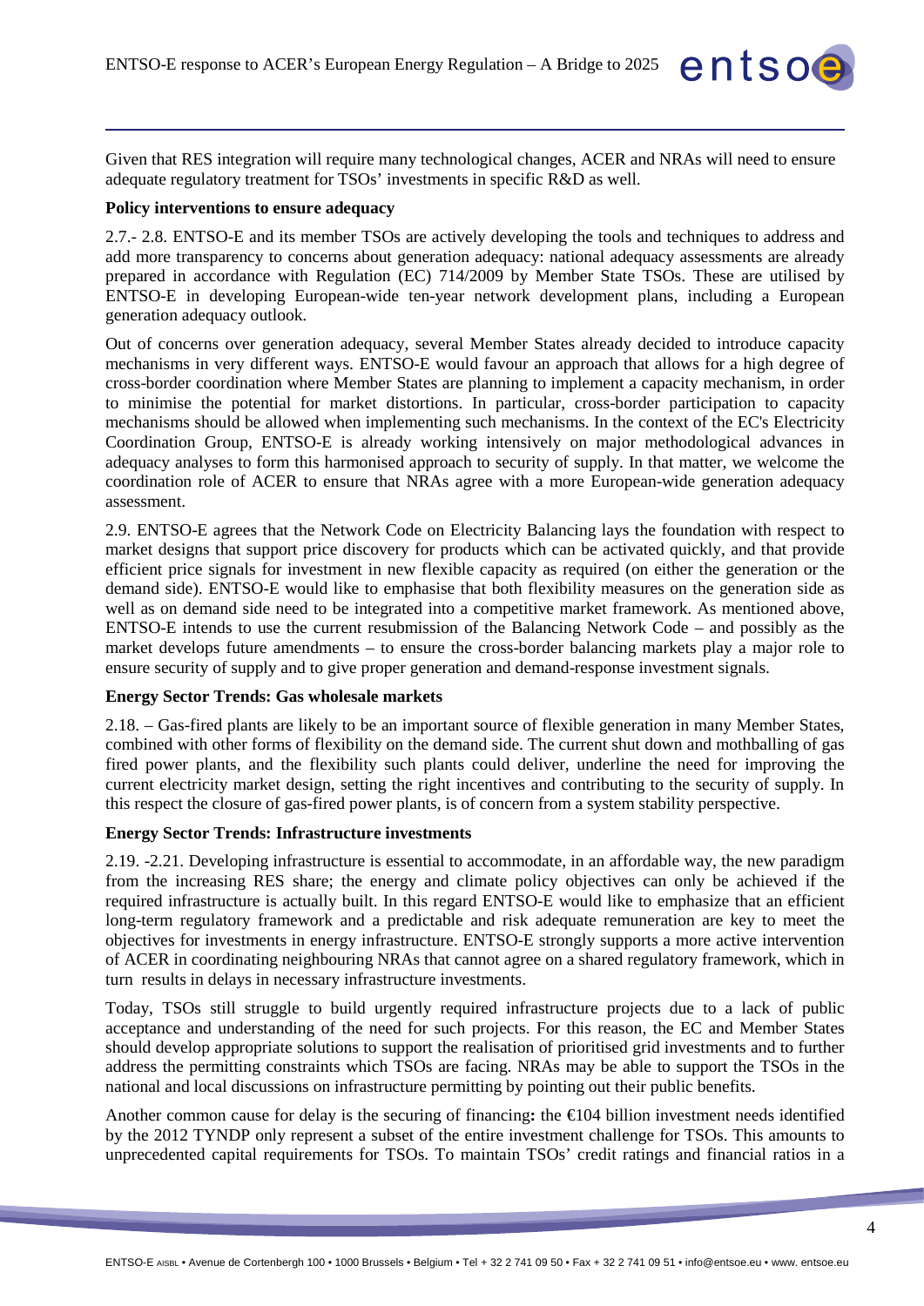Given that RES integration will require many technological changes, ACER and NRAs will need to ensure adequate regulatory treatment for TSOs' investments in specific R&D as well.

**Policy interventions to ensure adequacy**

2.7.- 2.8. ENTSO-E and its member TSOs are actively developing the tools and techniques to address and add more transparency to concerns about generation adequacy: national adequacy assessments are already prepared in accordance with Regulation (EC) 714/2009 by Member State TSOs. These are utilised by ENTSO-E in developing European-wide ten-year network development plans, including a European generation adequacy outlook.

Out of concerns over generation adequacy, several Member States already decided to introduce capacity mechanisms in very different ways. ENTSO-E would favour an approach that allows for a high degree of cross-border coordination where Member States are planning to implement a capacity mechanism, in order to minimise the potential for market distortions. In particular, cross-border participation to capacity mechanisms should be allowed when implementing such mechanisms. In the context of the EC's Electricity Coordination Group, ENTSO-E is already working intensively on major methodological advances in adequacy analyses to form this harmonised approach to security of supply. In that matter, we welcome the coordination role of ACER to ensure that NRAs agree with a more European-wide generation adequacy assessment.

2.9. ENTSO-E agrees that the Network Code on Electricity Balancing lays the foundation with respect to market designs that support price discovery for products which can be activated quickly, and that provide efficient price signals for investment in new flexible capacity as required (on either the generation or the demand side). ENTSO-E would like to emphasise that both flexibility measures on the generation side as well as on demand side need to be integrated into a competitive market framework. As mentioned above, ENTSO-E intends to use the current resubmission of the Balancing Network Code – and possibly as the market develops future amendments – to ensure the cross-border balancing markets play a major role to ensure security of supply and to give proper generation and demand-response investment signals.

**Energy Sector Trends: Gas wholesale markets**

2.18. – Gas-fired plants are likely to be an important source of flexible generation in many Member States, combined with other forms of flexibility on the demand side. The current shut down and mothballing of gas fired power plants, and the flexibility such plants could deliver, underline the need for improving the current electricity market design, setting the right incentives and contributing to the security of supply. In this respect the closure of gas-fired power plants, is of concern from a system stability perspective.

**Energy Sector Trends: Infrastructure investments**

2.19. -2.21. Developing infrastructure is essential to accommodate, in an affordable way, the new paradigm from the increasing RES share; the energy and climate policy objectives can only be achieved if the required infrastructure is actually built. In this regard ENTSO-E would like to emphasize that an efficient long-term regulatory framework and a predictable and risk adequate remuneration are key to meet the objectives for investments in energy infrastructure. ENTSO-E strongly supports a more active intervention of ACER in coordinating neighbouring NRAs that cannot agree on a shared regulatory framework, which in turn results in delays in necessary infrastructure investments.

Today, TSOs still struggle to build urgently required infrastructure projects due to a lack of public acceptance and understanding of the need for such projects. For this reason, the EC and Member States should develop appropriate solutions to support the realisation of prioritised grid investments and to further address the permitting constraints which TSOs are facing. NRAs may be able to support the TSOs in the national and local discussions on infrastructure permitting by pointing out their public benefits.

Another common cause for delay is the securing of financing**:** the €104 billion investment needs identified by the 2012 TYNDP only represent a subset of the entire investment challenge for TSOs. This amounts to unprecedented capital requirements for TSOs. To maintain TSOs' credit ratings and financial ratios in a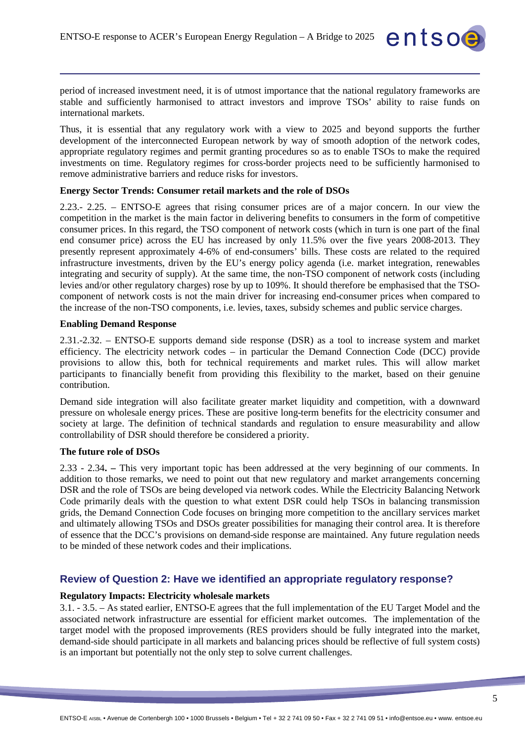period of increased investment need, it is of utmost importance that the national regulatory frameworks are stable and sufficiently harmonised to attract investors and improve TSOs' ability to raise funds on international markets.

Thus, it is essential that any regulatory work with a view to 2025 and beyond supports the further development of the interconnected European network by way of smooth adoption of the network codes, appropriate regulatory regimes and permit granting procedures so as to enable TSOs to make the required investments on time. Regulatory regimes for cross-border projects need to be sufficiently harmonised to remove administrative barriers and reduce risks for investors.

**Energy Sector Trends: Consumer retail markets and the role of DSOs**

2.23.- 2.25. – ENTSO-E agrees that rising consumer prices are of a major concern. In our view the competition in the market is the main factor in delivering benefits to consumers in the form of competitive consumer prices. In this regard, the TSO component of network costs (which in turn is one part of the final end consumer price) across the EU has increased by only 11.5% over the five years 2008-2013. They presently represent approximately 4-6% of end-consumers' bills. These costs are related to the required infrastructure investments, driven by the EU's energy policy agenda (i.e. market integration, renewables integrating and security of supply). At the same time, the non-TSO component of network costs (including levies and/or other regulatory charges) rose by up to 109%. It should therefore be emphasised that the TSO-component of network costs is not the main driver for increasing end-consumer prices when compared to the increase of the non-TSO components, i.e. levies, taxes, subsidy schemes and public service charges.

**Enabling Demand Response**

2.31.-2.32. – ENTSO-E supports demand side response (DSR) as a tool to increase system and market efficiency. The electricity network codes – in particular the Demand Connection Code (DCC) provide provisions to allow this, both for technical requirements and market rules. This will allow market participants to financially benefit from providing this flexibility to the market, based on their genuine contribution.

Demand side integration will also facilitate greater market liquidity and competition, with a downward pressure on wholesale energy prices. These are positive long-term benefits for the electricity consumer and society at large. The definition of technical standards and regulation to ensure measurability and allow controllability of DSR should therefore be considered a priority.

**The future role of DSOs**

2.33 - 2.34**. –** This very important topic has been addressed at the very beginning of our comments. In addition to those remarks, we need to point out that new regulatory and market arrangements concerning DSR and the role of TSOs are being developed via network codes. While the Electricity Balancing Network Code primarily deals with the question to what extent DSR could help TSOs in balancing transmission grids, the Demand Connection Code focuses on bringing more competition to the ancillary services market and ultimately allowing TSOs and DSOs greater possibilities for managing their control area. It is therefore of essence that the DCC's provisions on demand-side response are maintained. Any future regulation needs to be minded of these network codes and their implications.

## Review of Question 2: Have we identified an appropriate regulatory response?

**Regulatory Impacts: Electricity wholesale markets**

3.1. - 3.5. – As stated earlier, ENTSO-E agrees that the full implementation of the EU Target Model and the associated network infrastructure are essential for efficient market outcomes. The implementation of the target model with the proposed improvements (RES providers should be fully integrated into the market, demand-side should participate in all markets and balancing prices should be reflective of full system costs) is an important but potentially not the only step to solve current challenges.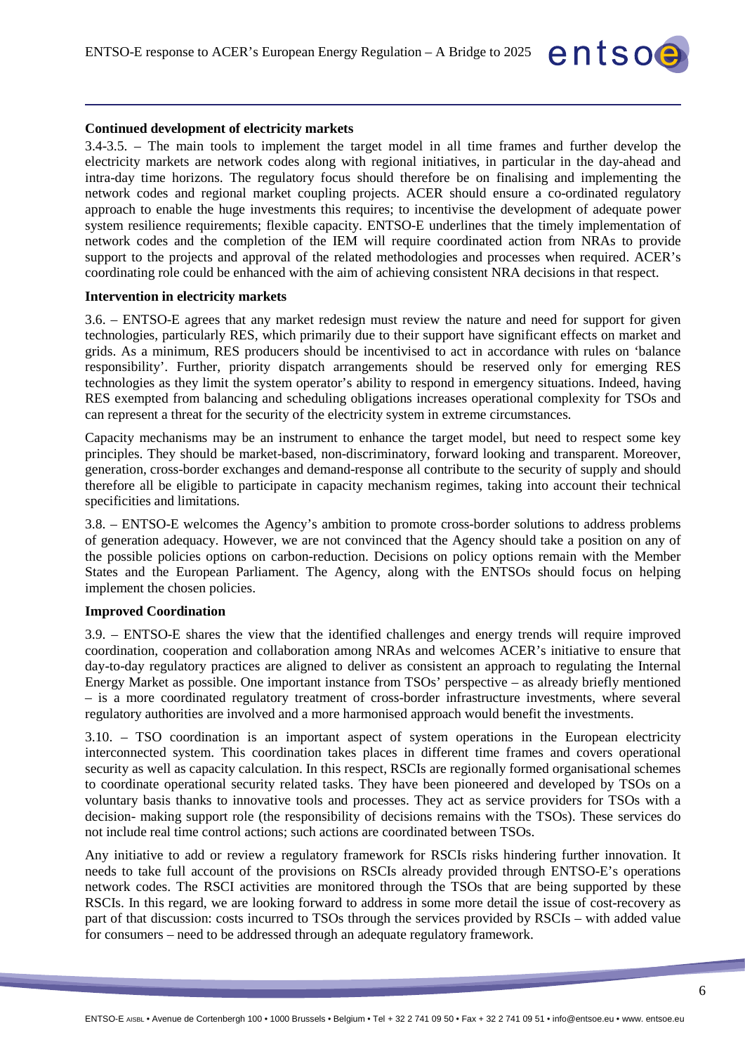**Continued development of electricity markets**

3.4-3.5. – The main tools to implement the target model in all time frames and further develop the electricity markets are network codes along with regional initiatives, in particular in the day-ahead and intra-day time horizons. The regulatory focus should therefore be on finalising and implementing the network codes and regional market coupling projects. ACER should ensure a co-ordinated regulatory approach to enable the huge investments this requires; to incentivise the development of adequate power system resilience requirements; flexible capacity. ENTSO-E underlines that the timely implementation of network codes and the completion of the IEM will require coordinated action from NRAs to provide support to the projects and approval of the related methodologies and processes when required. ACER's coordinating role could be enhanced with the aim of achieving consistent NRA decisions in that respect.

**Intervention in electricity markets**

3.6. – ENTSO-E agrees that any market redesign must review the nature and need for support for given technologies, particularly RES, which primarily due to their support have significant effects on market and grids. As a minimum, RES producers should be incentivised to act in accordance with rules on 'balance responsibility'. Further, priority dispatch arrangements should be reserved only for emerging RES technologies as they limit the system operator's ability to respond in emergency situations. Indeed, having RES exempted from balancing and scheduling obligations increases operational complexity for TSOs and can represent a threat for the security of the electricity system in extreme circumstances.

Capacity mechanisms may be an instrument to enhance the target model, but need to respect some key principles. They should be market-based, non-discriminatory, forward looking and transparent. Moreover, generation, cross-border exchanges and demand-response all contribute to the security of supply and should therefore all be eligible to participate in capacity mechanism regimes, taking into account their technical specificities and limitations.

3.8. – ENTSO-E welcomes the Agency's ambition to promote cross-border solutions to address problems of generation adequacy. However, we are not convinced that the Agency should take a position on any of the possible policies options on carbon-reduction. Decisions on policy options remain with the Member States and the European Parliament. The Agency, along with the ENTSOs should focus on helping implement the chosen policies.

**Improved Coordination**

3.9. – ENTSO-E shares the view that the identified challenges and energy trends will require improved coordination, cooperation and collaboration among NRAs and welcomes ACER's initiative to ensure that day-to-day regulatory practices are aligned to deliver as consistent an approach to regulating the Internal Energy Market as possible. One important instance from TSOs' perspective – as already briefly mentioned – is a more coordinated regulatory treatment of cross-border infrastructure investments, where several regulatory authorities are involved and a more harmonised approach would benefit the investments.

3.10. – TSO coordination is an important aspect of system operations in the European electricity interconnected system. This coordination takes places in different time frames and covers operational security as well as capacity calculation. In this respect, RSCIs are regionally formed organisational schemes to coordinate operational security related tasks. They have been pioneered and developed by TSOs on a voluntary basis thanks to innovative tools and processes. They act as service providers for TSOs with a decision- making support role (the responsibility of decisions remains with the TSOs). These services do not include real time control actions; such actions are coordinated between TSOs.

Any initiative to add or review a regulatory framework for RSCIs risks hindering further innovation. It needs to take full account of the provisions on RSCIs already provided through ENTSO-E's operations network codes. The RSCI activities are monitored through the TSOs that are being supported by these RSCIs. In this regard, we are looking forward to address in some more detail the issue of cost-recovery as part of that discussion: costs incurred to TSOs through the services provided by RSCIs – with added value for consumers – need to be addressed through an adequate regulatory framework.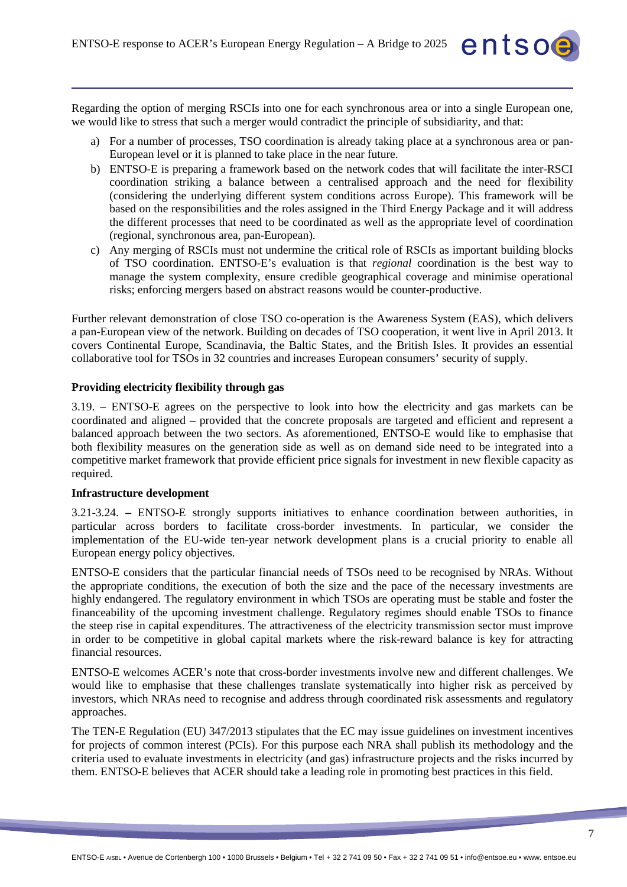Regarding the option of merging RSCIs into one for each synchronous area or into a single European one, we would like to stress that such a merger would contradict the principle of subsidiarity, and that:

a) For a number of processes, TSO coordination is already taking place at a synchronous area or pan-European level or it is planned to take place in the near future.
b) ENTSO-E is preparing a framework based on the network codes that will facilitate the inter-RSCI coordination striking a balance between a centralised approach and the need for flexibility (considering the underlying different system conditions across Europe). This framework will be based on the responsibilities and the roles assigned in the Third Energy Package and it will address the different processes that need to be coordinated as well as the appropriate level of coordination (regional, synchronous area, pan-European).
c) Any merging of RSCIs must not undermine the critical role of RSCIs as important building blocks of TSO coordination. ENTSO-E's evaluation is that *regional* coordination is the best way to manage the system complexity, ensure credible geographical coverage and minimise operational risks; enforcing mergers based on abstract reasons would be counter-productive.

Further relevant demonstration of close TSO co-operation is the Awareness System (EAS), which delivers a pan-European view of the network. Building on decades of TSO cooperation, it went live in April 2013. It covers Continental Europe, Scandinavia, the Baltic States, and the British Isles. It provides an essential collaborative tool for TSOs in 32 countries and increases European consumers' security of supply.

**Providing electricity flexibility through gas**

3.19. – ENTSO-E agrees on the perspective to look into how the electricity and gas markets can be coordinated and aligned – provided that the concrete proposals are targeted and efficient and represent a balanced approach between the two sectors. As aforementioned, ENTSO-E would like to emphasise that both flexibility measures on the generation side as well as on demand side need to be integrated into a competitive market framework that provide efficient price signals for investment in new flexible capacity as required.

**Infrastructure development**

3.21-3.24. – ENTSO-E strongly supports initiatives to enhance coordination between authorities, in particular across borders to facilitate cross-border investments. In particular, we consider the implementation of the EU-wide ten-year network development plans is a crucial priority to enable all European energy policy objectives.

ENTSO-E considers that the particular financial needs of TSOs need to be recognised by NRAs. Without the appropriate conditions, the execution of both the size and the pace of the necessary investments are highly endangered. The regulatory environment in which TSOs are operating must be stable and foster the financeability of the upcoming investment challenge. Regulatory regimes should enable TSOs to finance the steep rise in capital expenditures. The attractiveness of the electricity transmission sector must improve in order to be competitive in global capital markets where the risk-reward balance is key for attracting financial resources.

ENTSO-E welcomes ACER's note that cross-border investments involve new and different challenges. We would like to emphasise that these challenges translate systematically into higher risk as perceived by investors, which NRAs need to recognise and address through coordinated risk assessments and regulatory approaches.

The TEN-E Regulation (EU) 347/2013 stipulates that the EC may issue guidelines on investment incentives for projects of common interest (PCIs). For this purpose each NRA shall publish its methodology and the criteria used to evaluate investments in electricity (and gas) infrastructure projects and the risks incurred by them. ENTSO-E believes that ACER should take a leading role in promoting best practices in this field.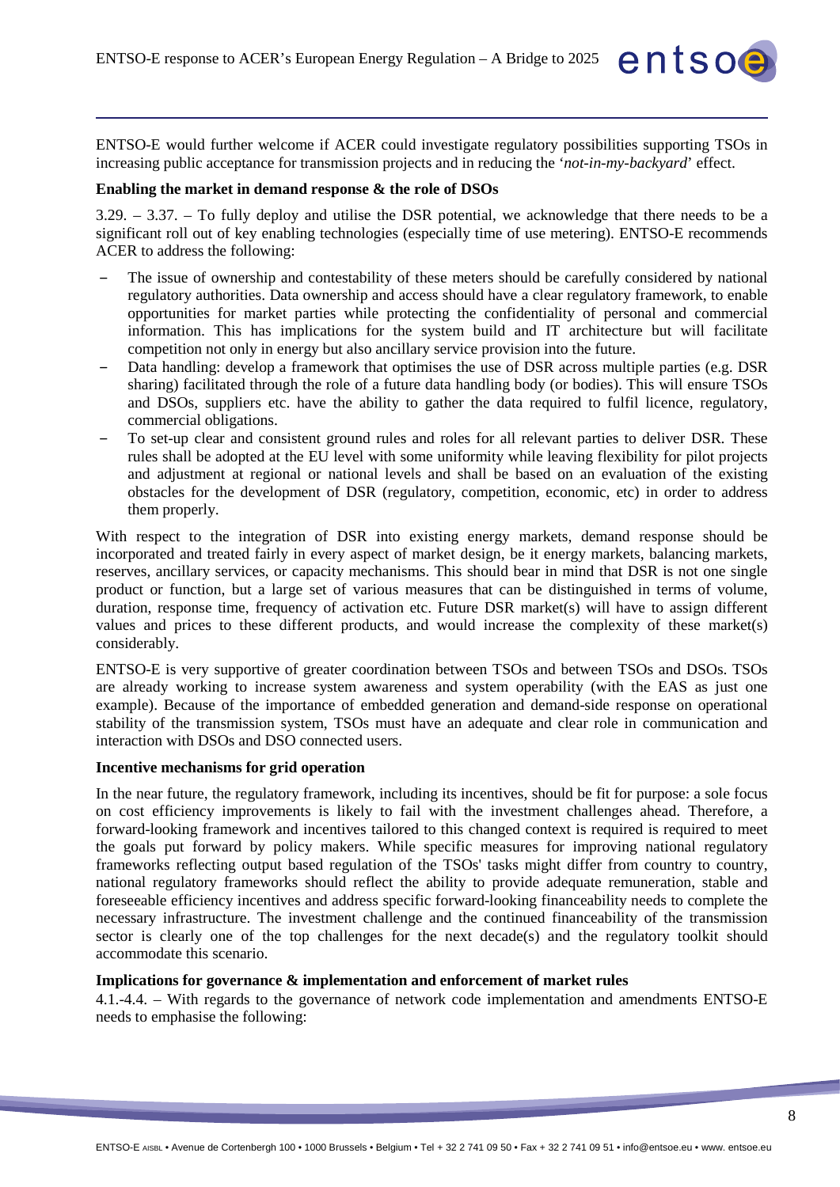ENTSO-E would further welcome if ACER could investigate regulatory possibilities supporting TSOs in increasing public acceptance for transmission projects and in reducing the '*not-in-my-backyard*' effect.

**Enabling the market in demand response & the role of DSOs**

3.29. – 3.37. – To fully deploy and utilise the DSR potential, we acknowledge that there needs to be a significant roll out of key enabling technologies (especially time of use metering). ENTSO-E recommends ACER to address the following:

- The issue of ownership and contestability of these meters should be carefully considered by national regulatory authorities. Data ownership and access should have a clear regulatory framework, to enable opportunities for market parties while protecting the confidentiality of personal and commercial information. This has implications for the system build and IT architecture but will facilitate competition not only in energy but also ancillary service provision into the future.
- Data handling: develop a framework that optimises the use of DSR across multiple parties (e.g. DSR sharing) facilitated through the role of a future data handling body (or bodies). This will ensure TSOs and DSOs, suppliers etc. have the ability to gather the data required to fulfil licence, regulatory, commercial obligations.
- To set-up clear and consistent ground rules and roles for all relevant parties to deliver DSR. These rules shall be adopted at the EU level with some uniformity while leaving flexibility for pilot projects and adjustment at regional or national levels and shall be based on an evaluation of the existing obstacles for the development of DSR (regulatory, competition, economic, etc) in order to address them properly.

With respect to the integration of DSR into existing energy markets, demand response should be incorporated and treated fairly in every aspect of market design, be it energy markets, balancing markets, reserves, ancillary services, or capacity mechanisms. This should bear in mind that DSR is not one single product or function, but a large set of various measures that can be distinguished in terms of volume, duration, response time, frequency of activation etc. Future DSR market(s) will have to assign different values and prices to these different products, and would increase the complexity of these market(s) considerably.

ENTSO-E is very supportive of greater coordination between TSOs and between TSOs and DSOs. TSOs are already working to increase system awareness and system operability (with the EAS as just one example). Because of the importance of embedded generation and demand-side response on operational stability of the transmission system, TSOs must have an adequate and clear role in communication and interaction with DSOs and DSO connected users.

**Incentive mechanisms for grid operation**

In the near future, the regulatory framework, including its incentives, should be fit for purpose: a sole focus on cost efficiency improvements is likely to fail with the investment challenges ahead. Therefore, a forward-looking framework and incentives tailored to this changed context is required is required to meet the goals put forward by policy makers. While specific measures for improving national regulatory frameworks reflecting output based regulation of the TSOs' tasks might differ from country to country, national regulatory frameworks should reflect the ability to provide adequate remuneration, stable and foreseeable efficiency incentives and address specific forward-looking financeability needs to complete the necessary infrastructure. The investment challenge and the continued financeability of the transmission sector is clearly one of the top challenges for the next decade(s) and the regulatory toolkit should accommodate this scenario.

**Implications for governance & implementation and enforcement of market rules**

4.1.-4.4. – With regards to the governance of network code implementation and amendments ENTSO-E needs to emphasise the following: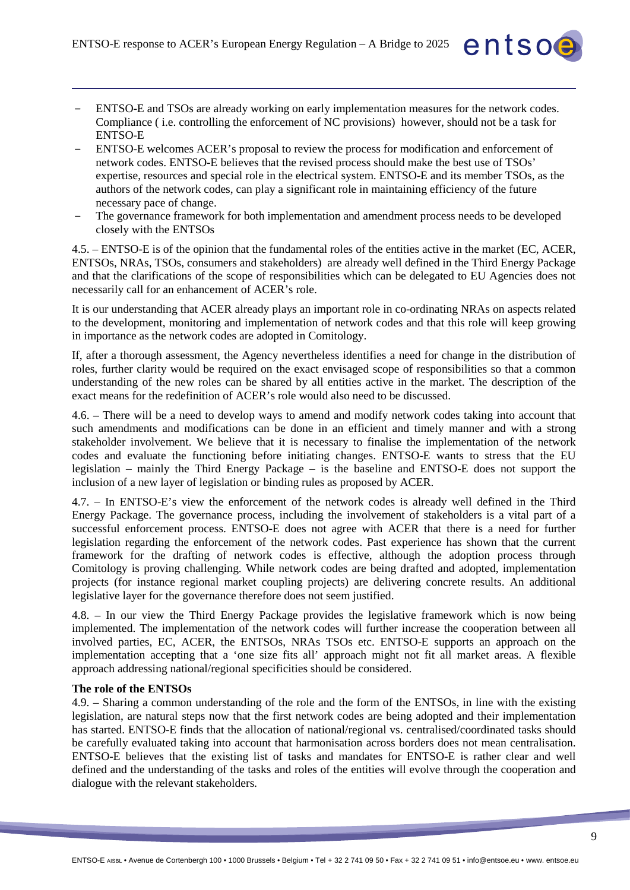- ENTSO-E and TSOs are already working on early implementation measures for the network codes. Compliance ( i.e. controlling the enforcement of NC provisions) however, should not be a task for ENTSO-E
- ENTSO-E welcomes ACER's proposal to review the process for modification and enforcement of network codes. ENTSO-E believes that the revised process should make the best use of TSOs' expertise, resources and special role in the electrical system. ENTSO-E and its member TSOs, as the authors of the network codes, can play a significant role in maintaining efficiency of the future necessary pace of change.
- The governance framework for both implementation and amendment process needs to be developed closely with the ENTSOs

4.5. – ENTSO-E is of the opinion that the fundamental roles of the entities active in the market (EC, ACER, ENTSOs, NRAs, TSOs, consumers and stakeholders) are already well defined in the Third Energy Package and that the clarifications of the scope of responsibilities which can be delegated to EU Agencies does not necessarily call for an enhancement of ACER's role.

It is our understanding that ACER already plays an important role in co-ordinating NRAs on aspects related to the development, monitoring and implementation of network codes and that this role will keep growing in importance as the network codes are adopted in Comitology.

If, after a thorough assessment, the Agency nevertheless identifies a need for change in the distribution of roles, further clarity would be required on the exact envisaged scope of responsibilities so that a common understanding of the new roles can be shared by all entities active in the market. The description of the exact means for the redefinition of ACER's role would also need to be discussed.

4.6. – There will be a need to develop ways to amend and modify network codes taking into account that such amendments and modifications can be done in an efficient and timely manner and with a strong stakeholder involvement. We believe that it is necessary to finalise the implementation of the network codes and evaluate the functioning before initiating changes. ENTSO-E wants to stress that the EU legislation – mainly the Third Energy Package – is the baseline and ENTSO-E does not support the inclusion of a new layer of legislation or binding rules as proposed by ACER.

4.7. – In ENTSO-E's view the enforcement of the network codes is already well defined in the Third Energy Package. The governance process, including the involvement of stakeholders is a vital part of a successful enforcement process. ENTSO-E does not agree with ACER that there is a need for further legislation regarding the enforcement of the network codes. Past experience has shown that the current framework for the drafting of network codes is effective, although the adoption process through Comitology is proving challenging. While network codes are being drafted and adopted, implementation projects (for instance regional market coupling projects) are delivering concrete results. An additional legislative layer for the governance therefore does not seem justified.

4.8. – In our view the Third Energy Package provides the legislative framework which is now being implemented. The implementation of the network codes will further increase the cooperation between all involved parties, EC, ACER, the ENTSOs, NRAs TSOs etc. ENTSO-E supports an approach on the implementation accepting that a 'one size fits all' approach might not fit all market areas. A flexible approach addressing national/regional specificities should be considered.

**The role of the ENTSOs**

4.9. – Sharing a common understanding of the role and the form of the ENTSOs, in line with the existing legislation, are natural steps now that the first network codes are being adopted and their implementation has started. ENTSO-E finds that the allocation of national/regional vs. centralised/coordinated tasks should be carefully evaluated taking into account that harmonisation across borders does not mean centralisation. ENTSO-E believes that the existing list of tasks and mandates for ENTSO-E is rather clear and well defined and the understanding of the tasks and roles of the entities will evolve through the cooperation and dialogue with the relevant stakeholders.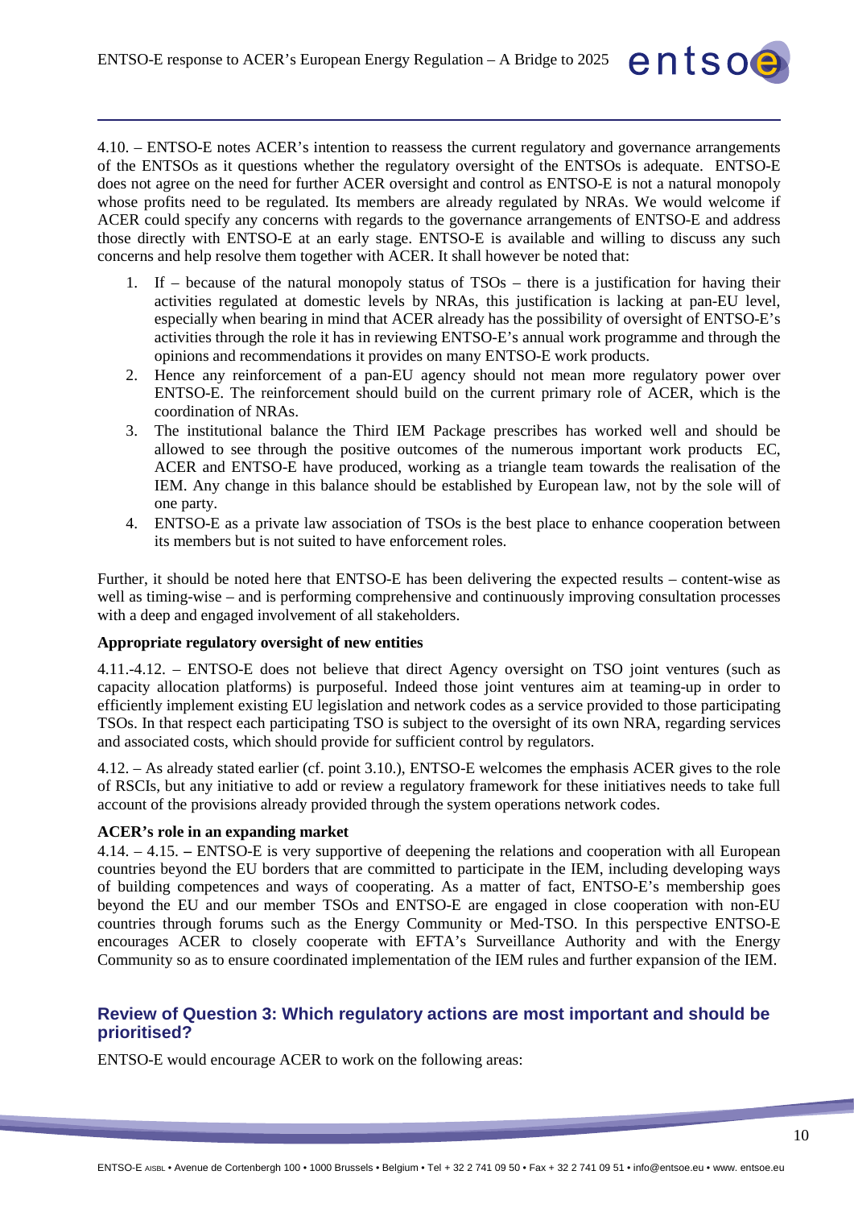4.10. – ENTSO-E notes ACER's intention to reassess the current regulatory and governance arrangements of the ENTSOs as it questions whether the regulatory oversight of the ENTSOs is adequate. ENTSO-E does not agree on the need for further ACER oversight and control as ENTSO-E is not a natural monopoly whose profits need to be regulated. Its members are already regulated by NRAs. We would welcome if ACER could specify any concerns with regards to the governance arrangements of ENTSO-E and address those directly with ENTSO-E at an early stage. ENTSO-E is available and willing to discuss any such concerns and help resolve them together with ACER. It shall however be noted that:

1. If – because of the natural monopoly status of TSOs – there is a justification for having their activities regulated at domestic levels by NRAs, this justification is lacking at pan-EU level, especially when bearing in mind that ACER already has the possibility of oversight of ENTSO-E's activities through the role it has in reviewing ENTSO-E's annual work programme and through the opinions and recommendations it provides on many ENTSO-E work products.
2. Hence any reinforcement of a pan-EU agency should not mean more regulatory power over ENTSO-E. The reinforcement should build on the current primary role of ACER, which is the coordination of NRAs.
3. The institutional balance the Third IEM Package prescribes has worked well and should be allowed to see through the positive outcomes of the numerous important work products EC, ACER and ENTSO-E have produced, working as a triangle team towards the realisation of the IEM. Any change in this balance should be established by European law, not by the sole will of one party.
4. ENTSO-E as a private law association of TSOs is the best place to enhance cooperation between its members but is not suited to have enforcement roles.

Further, it should be noted here that ENTSO-E has been delivering the expected results – content-wise as well as timing-wise – and is performing comprehensive and continuously improving consultation processes with a deep and engaged involvement of all stakeholders.

**Appropriate regulatory oversight of new entities**

4.11.-4.12. – ENTSO-E does not believe that direct Agency oversight on TSO joint ventures (such as capacity allocation platforms) is purposeful. Indeed those joint ventures aim at teaming-up in order to efficiently implement existing EU legislation and network codes as a service provided to those participating TSOs. In that respect each participating TSO is subject to the oversight of its own NRA, regarding services and associated costs, which should provide for sufficient control by regulators.

4.12. – As already stated earlier (cf. point 3.10.), ENTSO-E welcomes the emphasis ACER gives to the role of RSCIs, but any initiative to add or review a regulatory framework for these initiatives needs to take full account of the provisions already provided through the system operations network codes.

**ACER's role in an expanding market**

4.14. – 4.15. – ENTSO-E is very supportive of deepening the relations and cooperation with all European countries beyond the EU borders that are committed to participate in the IEM, including developing ways of building competences and ways of cooperating. As a matter of fact, ENTSO-E's membership goes beyond the EU and our member TSOs and ENTSO-E are engaged in close cooperation with non-EU countries through forums such as the Energy Community or Med-TSO. In this perspective ENTSO-E encourages ACER to closely cooperate with EFTA's Surveillance Authority and with the Energy Community so as to ensure coordinated implementation of the IEM rules and further expansion of the IEM.

## Review of Question 3: Which regulatory actions are most important and should be prioritised?

ENTSO-E would encourage ACER to work on the following areas: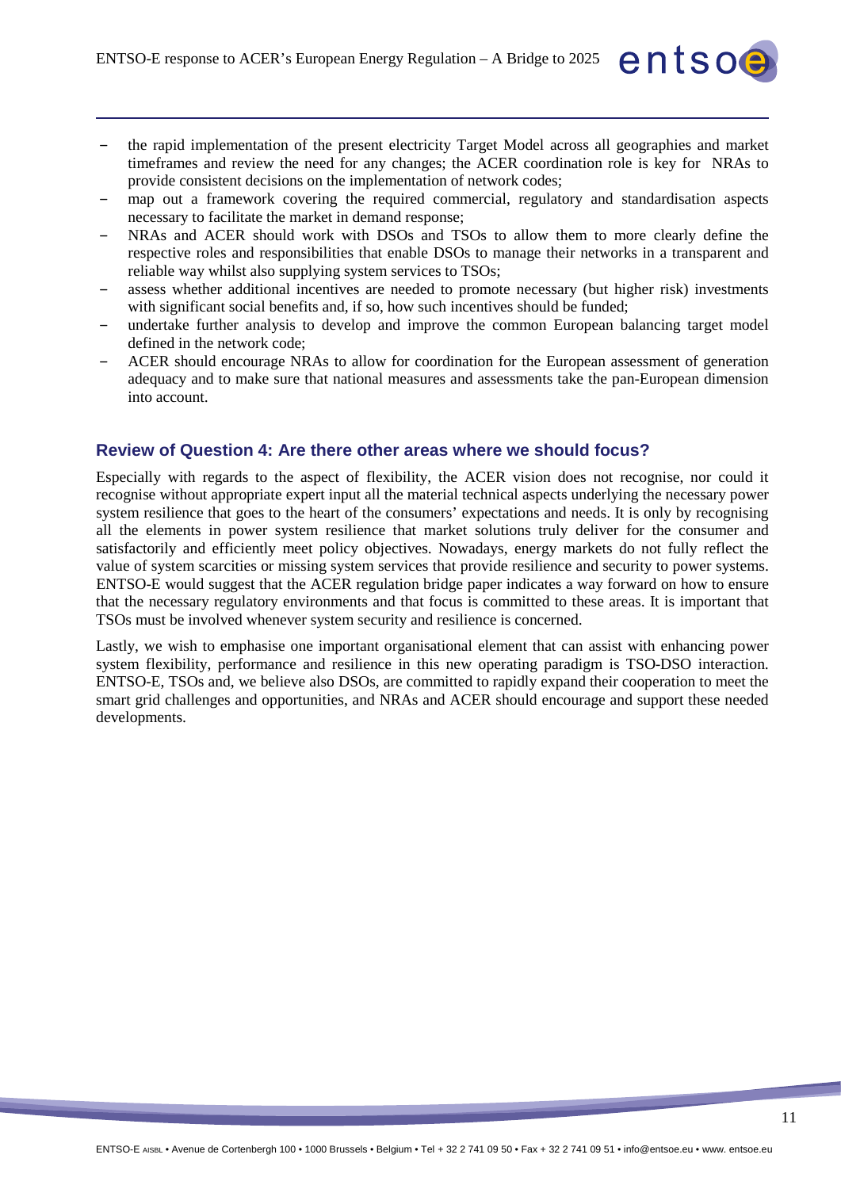- the rapid implementation of the present electricity Target Model across all geographies and market timeframes and review the need for any changes; the ACER coordination role is key for NRAs to provide consistent decisions on the implementation of network codes;
- map out a framework covering the required commercial, regulatory and standardisation aspects necessary to facilitate the market in demand response;
- NRAs and ACER should work with DSOs and TSOs to allow them to more clearly define the respective roles and responsibilities that enable DSOs to manage their networks in a transparent and reliable way whilst also supplying system services to TSOs;
- assess whether additional incentives are needed to promote necessary (but higher risk) investments with significant social benefits and, if so, how such incentives should be funded;
- undertake further analysis to develop and improve the common European balancing target model defined in the network code;
- ACER should encourage NRAs to allow for coordination for the European assessment of generation adequacy and to make sure that national measures and assessments take the pan-European dimension into account.

## Review of Question 4: Are there other areas where we should focus?

Especially with regards to the aspect of flexibility, the ACER vision does not recognise, nor could it recognise without appropriate expert input all the material technical aspects underlying the necessary power system resilience that goes to the heart of the consumers' expectations and needs. It is only by recognising all the elements in power system resilience that market solutions truly deliver for the consumer and satisfactorily and efficiently meet policy objectives. Nowadays, energy markets do not fully reflect the value of system scarcities or missing system services that provide resilience and security to power systems. ENTSO-E would suggest that the ACER regulation bridge paper indicates a way forward on how to ensure that the necessary regulatory environments and that focus is committed to these areas. It is important that TSOs must be involved whenever system security and resilience is concerned.

Lastly, we wish to emphasise one important organisational element that can assist with enhancing power system flexibility, performance and resilience in this new operating paradigm is TSO-DSO interaction. ENTSO-E, TSOs and, we believe also DSOs, are committed to rapidly expand their cooperation to meet the smart grid challenges and opportunities, and NRAs and ACER should encourage and support these needed developments.